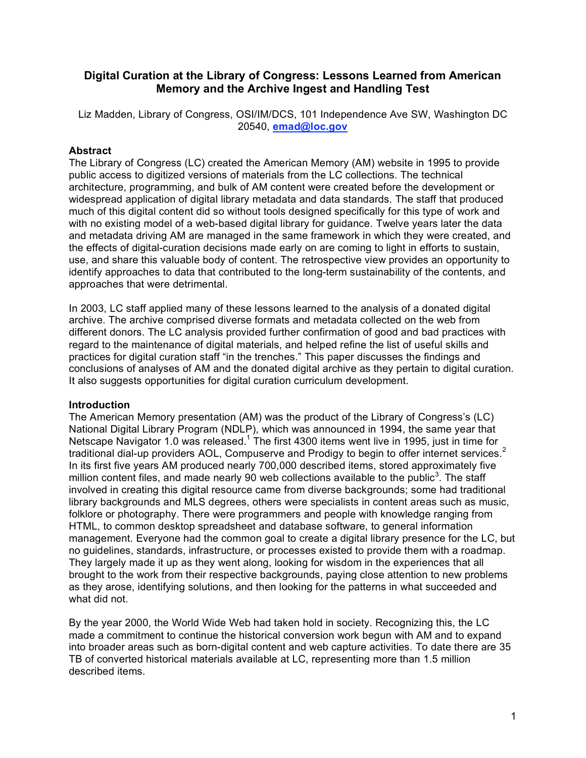# Digital Curation at the Library of Congress: Lessons Learned from American Memory and the Archive Ingest and Handling Test

Liz Madden, Library of Congress, OSI/IM/DCS, 101 Independence Ave SW, Washington DC 20540, **emad@loc.gov**

## Abstract

The Library of Congress (LC) created the American Memory (AM) website in 1995 to provide public access to digitized versions of materials from the LC collections. The technical architecture, programming, and bulk of AM content were created before the development or widespread application of digital library metadata and data standards. The staff that produced much of this digital content did so without tools designed specifically for this type of work and with no existing model of a web-based digital library for guidance. Twelve years later the data and metadata driving AM are managed in the same framework in which they were created, and the effects of digital-curation decisions made early on are coming to light in efforts to sustain, use, and share this valuable body of content. The retrospective view provides an opportunity to identify approaches to data that contributed to the long-term sustainability of the contents, and approaches that were detrimental.

In 2003, LC staff applied many of these lessons learned to the analysis of a donated digital archive. The archive comprised diverse formats and metadata collected on the web from different donors. The LC analysis provided further confirmation of good and bad practices with regard to the maintenance of digital materials, and helped refine the list of useful skills and practices for digital curation staff "in the trenches." This paper discusses the findings and conclusions of analyses of AM and the donated digital archive as they pertain to digital curation. It also suggests opportunities for digital curation curriculum development.

## Introduction

The American Memory presentation (AM) was the product of the Library of Congress's (LC) National Digital Library Program (NDLP), which was announced in 1994, the same year that Netscape Navigator 1.0 was released.[1] The first 4300 items went live in 1995, just in time for traditional dial-up providers AOL, Compuserve and Prodigy to begin to offer internet services.[2] In its first five years AM produced nearly 700,000 described items, stored approximately five million content files, and made nearly 90 web collections available to the public[3]. The staff involved in creating this digital resource came from diverse backgrounds; some had traditional library backgrounds and MLS degrees, others were specialists in content areas such as music, folklore or photography. There were programmers and people with knowledge ranging from HTML, to common desktop spreadsheet and database software, to general information management. Everyone had the common goal to create a digital library presence for the LC, but no guidelines, standards, infrastructure, or processes existed to provide them with a roadmap. They largely made it up as they went along, looking for wisdom in the experiences that all brought to the work from their respective backgrounds, paying close attention to new problems as they arose, identifying solutions, and then looking for the patterns in what succeeded and what did not.

By the year 2000, the World Wide Web had taken hold in society. Recognizing this, the LC made a commitment to continue the historical conversion work begun with AM and to expand into broader areas such as born-digital content and web capture activities. To date there are 35 TB of converted historical materials available at LC, representing more than 1.5 million described items.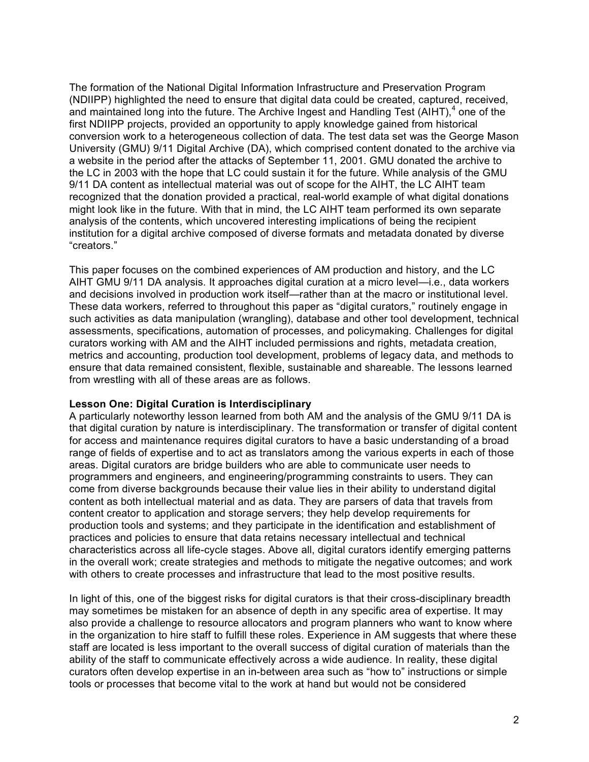The formation of the National Digital Information Infrastructure and Preservation Program (NDIIPP) highlighted the need to ensure that digital data could be created, captured, received, and maintained long into the future. The Archive Ingest and Handling Test (AIHT),[4] one of the first NDIIPP projects, provided an opportunity to apply knowledge gained from historical conversion work to a heterogeneous collection of data. The test data set was the George Mason University (GMU) 9/11 Digital Archive (DA), which comprised content donated to the archive via a website in the period after the attacks of September 11, 2001. GMU donated the archive to the LC in 2003 with the hope that LC could sustain it for the future. While analysis of the GMU 9/11 DA content as intellectual material was out of scope for the AIHT, the LC AIHT team recognized that the donation provided a practical, real-world example of what digital donations might look like in the future. With that in mind, the LC AIHT team performed its own separate analysis of the contents, which uncovered interesting implications of being the recipient institution for a digital archive composed of diverse formats and metadata donated by diverse "creators."

This paper focuses on the combined experiences of AM production and history, and the LC AIHT GMU 9/11 DA analysis. It approaches digital curation at a micro level—i.e., data workers and decisions involved in production work itself—rather than at the macro or institutional level. These data workers, referred to throughout this paper as "digital curators," routinely engage in such activities as data manipulation (wrangling), database and other tool development, technical assessments, specifications, automation of processes, and policymaking. Challenges for digital curators working with AM and the AIHT included permissions and rights, metadata creation, metrics and accounting, production tool development, problems of legacy data, and methods to ensure that data remained consistent, flexible, sustainable and shareable. The lessons learned from wrestling with all of these areas are as follows.

**Lesson One: Digital Curation is Interdisciplinary**

A particularly noteworthy lesson learned from both AM and the analysis of the GMU 9/11 DA is that digital curation by nature is interdisciplinary. The transformation or transfer of digital content for access and maintenance requires digital curators to have a basic understanding of a broad range of fields of expertise and to act as translators among the various experts in each of those areas. Digital curators are bridge builders who are able to communicate user needs to programmers and engineers, and engineering/programming constraints to users. They can come from diverse backgrounds because their value lies in their ability to understand digital content as both intellectual material and as data. They are parsers of data that travels from content creator to application and storage servers; they help develop requirements for production tools and systems; and they participate in the identification and establishment of practices and policies to ensure that data retains necessary intellectual and technical characteristics across all life-cycle stages. Above all, digital curators identify emerging patterns in the overall work; create strategies and methods to mitigate the negative outcomes; and work with others to create processes and infrastructure that lead to the most positive results.

In light of this, one of the biggest risks for digital curators is that their cross-disciplinary breadth may sometimes be mistaken for an absence of depth in any specific area of expertise. It may also provide a challenge to resource allocators and program planners who want to know where in the organization to hire staff to fulfill these roles. Experience in AM suggests that where these staff are located is less important to the overall success of digital curation of materials than the ability of the staff to communicate effectively across a wide audience. In reality, these digital curators often develop expertise in an in-between area such as "how to" instructions or simple tools or processes that become vital to the work at hand but would not be considered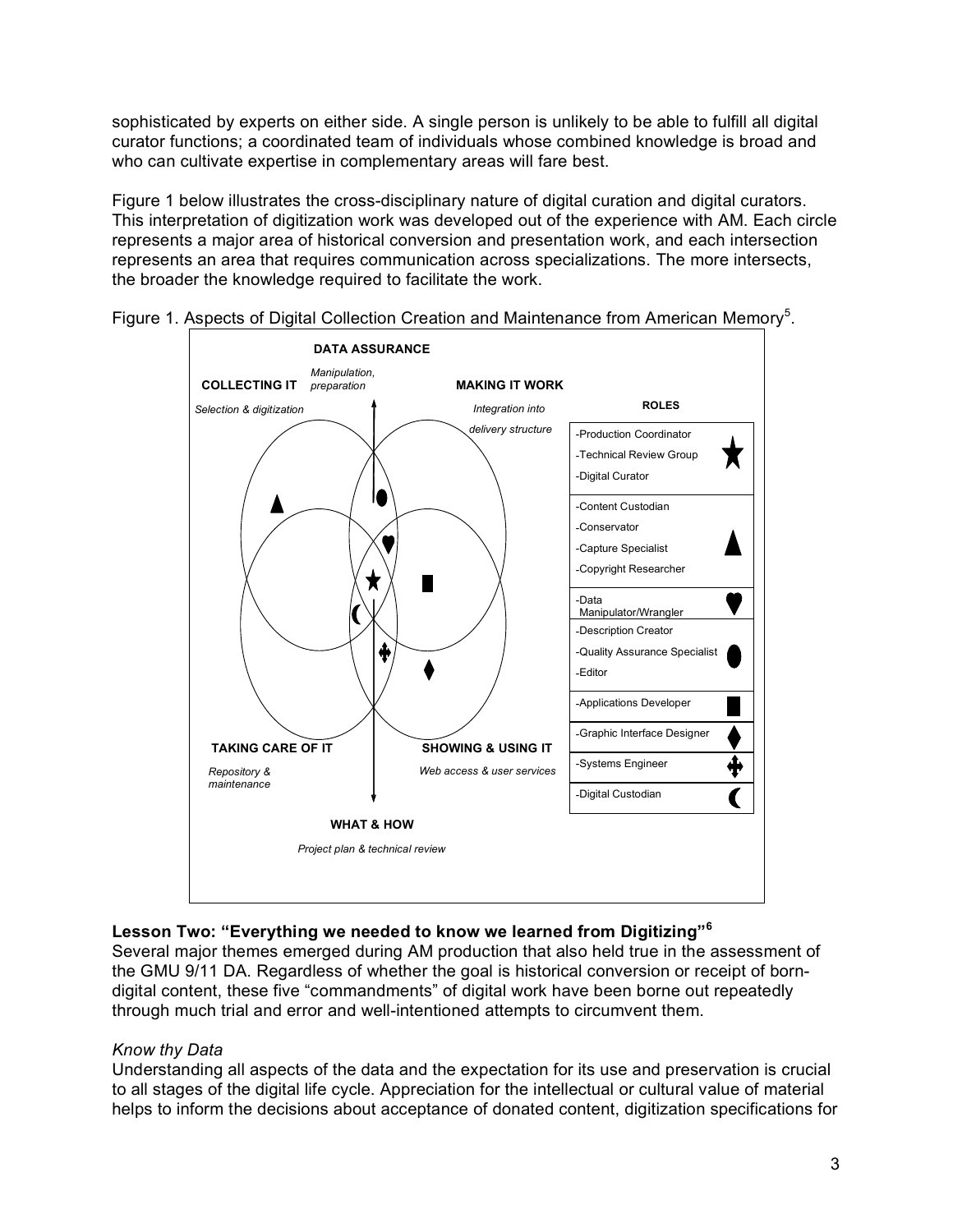sophisticated by experts on either side. A single person is unlikely to be able to fulfill all digital curator functions; a coordinated team of individuals whose combined knowledge is broad and who can cultivate expertise in complementary areas will fare best.

Figure 1 below illustrates the cross-disciplinary nature of digital curation and digital curators. This interpretation of digitization work was developed out of the experience with AM. Each circle represents a major area of historical conversion and presentation work, and each intersection represents an area that requires communication across specializations. The more intersects, the broader the knowledge required to facilitate the work.

Figure 1. Aspects of Digital Collection Creation and Maintenance from American Memory[5].

**DATA ASSURANCE**
*Manipulation, preparation*

**COLLECTING IT**
*Selection & digitization*

**MAKING IT WORK**
*Integration into delivery structure*

**TAKING CARE OF IT**
*Repository & maintenance*

**SHOWING & USING IT**
*Web access & user services*

**WHAT & HOW**
*Project plan & technical review*

| ROLES | |
| --- | --- |
| -Production Coordinator<br>-Technical Review Group<br>-Digital Curator | ★ |
| -Content Custodian<br>-Conservator<br>-Capture Specialist<br>-Copyright Researcher | ▲ |
| -Data Manipulator/Wrangler | ♥ |
| -Description Creator<br>-Quality Assurance Specialist<br>-Editor | ● |
| -Applications Developer | ■ |
| -Graphic Interface Designer | ♦ |
| -Systems Engineer | ✥ |
| -Digital Custodian | ☾ |

### Lesson Two: "Everything we needed to know we learned from Digitizing"[6]

Several major themes emerged during AM production that also held true in the assessment of the GMU 9/11 DA. Regardless of whether the goal is historical conversion or receipt of born-digital content, these five "commandments" of digital work have been borne out repeatedly through much trial and error and well-intentioned attempts to circumvent them.

#### *Know thy Data*

Understanding all aspects of the data and the expectation for its use and preservation is crucial to all stages of the digital life cycle. Appreciation for the intellectual or cultural value of material helps to inform the decisions about acceptance of donated content, digitization specifications for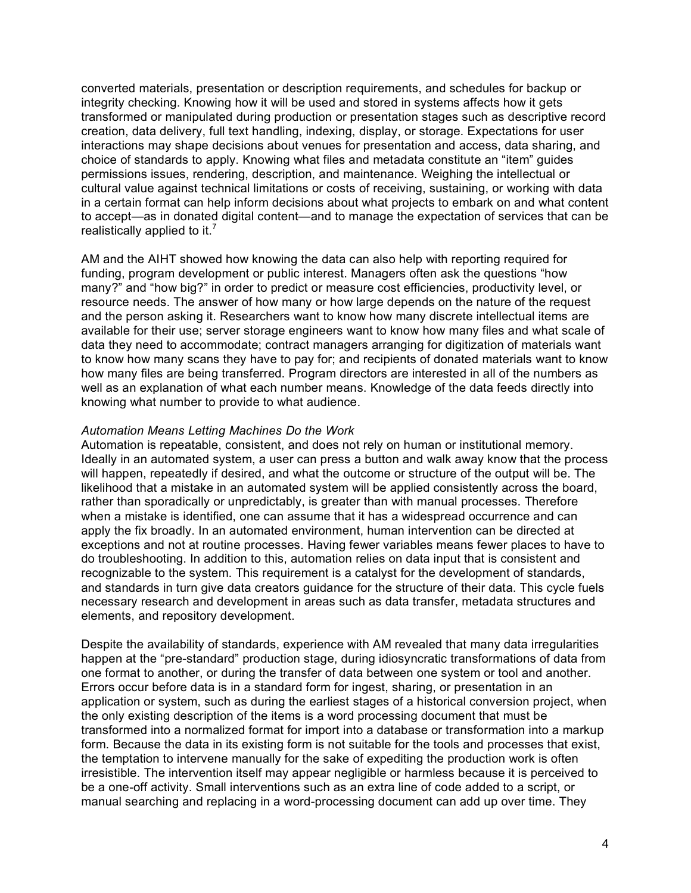converted materials, presentation or description requirements, and schedules for backup or integrity checking. Knowing how it will be used and stored in systems affects how it gets transformed or manipulated during production or presentation stages such as descriptive record creation, data delivery, full text handling, indexing, display, or storage. Expectations for user interactions may shape decisions about venues for presentation and access, data sharing, and choice of standards to apply. Knowing what files and metadata constitute an "item" guides permissions issues, rendering, description, and maintenance. Weighing the intellectual or cultural value against technical limitations or costs of receiving, sustaining, or working with data in a certain format can help inform decisions about what projects to embark on and what content to accept—as in donated digital content—and to manage the expectation of services that can be realistically applied to it.[7]

AM and the AIHT showed how knowing the data can also help with reporting required for funding, program development or public interest. Managers often ask the questions "how many?" and "how big?" in order to predict or measure cost efficiencies, productivity level, or resource needs. The answer of how many or how large depends on the nature of the request and the person asking it. Researchers want to know how many discrete intellectual items are available for their use; server storage engineers want to know how many files and what scale of data they need to accommodate; contract managers arranging for digitization of materials want to know how many scans they have to pay for; and recipients of donated materials want to know how many files are being transferred. Program directors are interested in all of the numbers as well as an explanation of what each number means. Knowledge of the data feeds directly into knowing what number to provide to what audience.

*Automation Means Letting Machines Do the Work*

Automation is repeatable, consistent, and does not rely on human or institutional memory. Ideally in an automated system, a user can press a button and walk away know that the process will happen, repeatedly if desired, and what the outcome or structure of the output will be. The likelihood that a mistake in an automated system will be applied consistently across the board, rather than sporadically or unpredictably, is greater than with manual processes. Therefore when a mistake is identified, one can assume that it has a widespread occurrence and can apply the fix broadly. In an automated environment, human intervention can be directed at exceptions and not at routine processes. Having fewer variables means fewer places to have to do troubleshooting. In addition to this, automation relies on data input that is consistent and recognizable to the system. This requirement is a catalyst for the development of standards, and standards in turn give data creators guidance for the structure of their data. This cycle fuels necessary research and development in areas such as data transfer, metadata structures and elements, and repository development.

Despite the availability of standards, experience with AM revealed that many data irregularities happen at the "pre-standard" production stage, during idiosyncratic transformations of data from one format to another, or during the transfer of data between one system or tool and another. Errors occur before data is in a standard form for ingest, sharing, or presentation in an application or system, such as during the earliest stages of a historical conversion project, when the only existing description of the items is a word processing document that must be transformed into a normalized format for import into a database or transformation into a markup form. Because the data in its existing form is not suitable for the tools and processes that exist, the temptation to intervene manually for the sake of expediting the production work is often irresistible. The intervention itself may appear negligible or harmless because it is perceived to be a one-off activity. Small interventions such as an extra line of code added to a script, or manual searching and replacing in a word-processing document can add up over time. They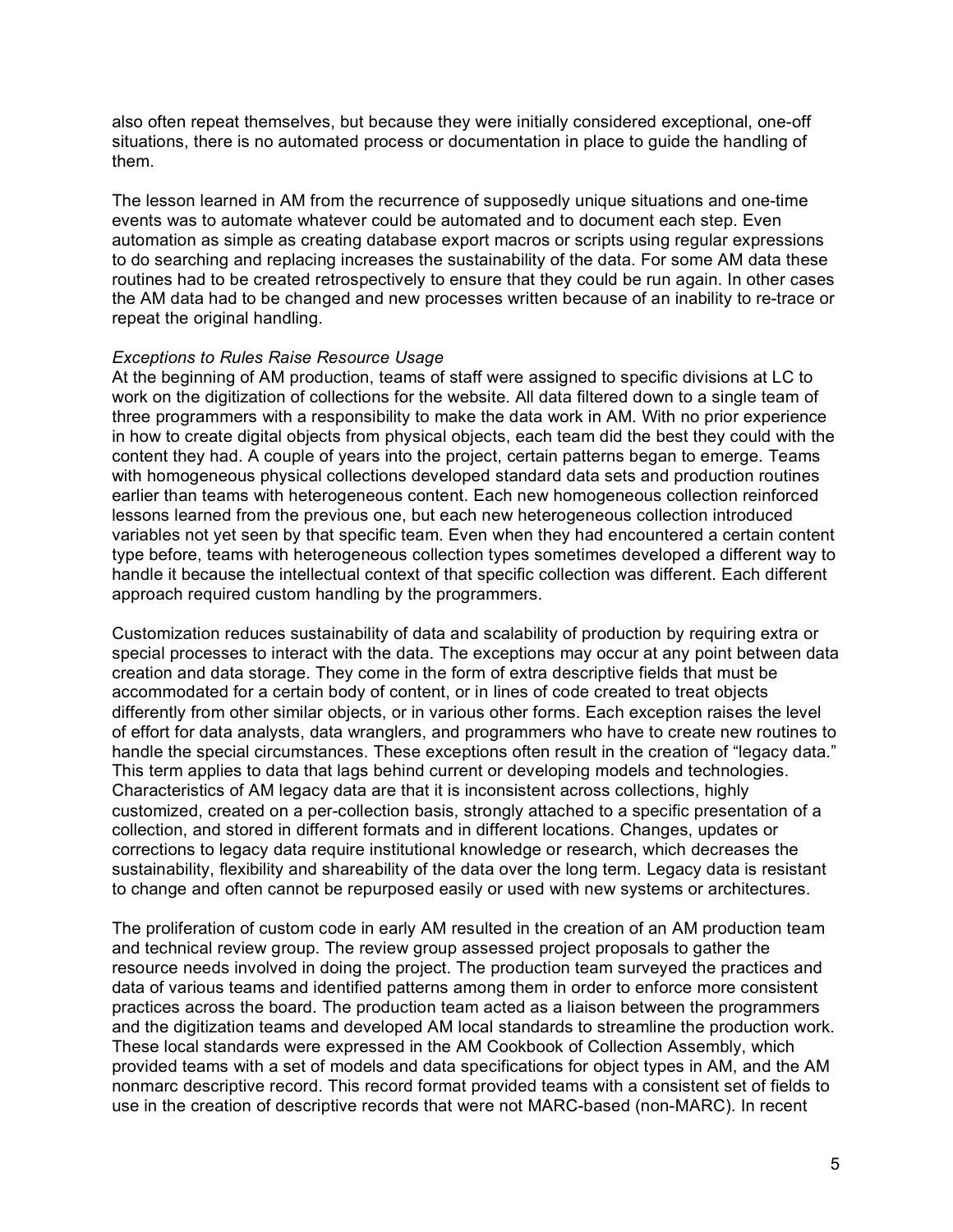also often repeat themselves, but because they were initially considered exceptional, one-off situations, there is no automated process or documentation in place to guide the handling of them.

The lesson learned in AM from the recurrence of supposedly unique situations and one-time events was to automate whatever could be automated and to document each step. Even automation as simple as creating database export macros or scripts using regular expressions to do searching and replacing increases the sustainability of the data. For some AM data these routines had to be created retrospectively to ensure that they could be run again. In other cases the AM data had to be changed and new processes written because of an inability to re-trace or repeat the original handling.

*Exceptions to Rules Raise Resource Usage*

At the beginning of AM production, teams of staff were assigned to specific divisions at LC to work on the digitization of collections for the website. All data filtered down to a single team of three programmers with a responsibility to make the data work in AM. With no prior experience in how to create digital objects from physical objects, each team did the best they could with the content they had. A couple of years into the project, certain patterns began to emerge. Teams with homogeneous physical collections developed standard data sets and production routines earlier than teams with heterogeneous content. Each new homogeneous collection reinforced lessons learned from the previous one, but each new heterogeneous collection introduced variables not yet seen by that specific team. Even when they had encountered a certain content type before, teams with heterogeneous collection types sometimes developed a different way to handle it because the intellectual context of that specific collection was different. Each different approach required custom handling by the programmers.

Customization reduces sustainability of data and scalability of production by requiring extra or special processes to interact with the data. The exceptions may occur at any point between data creation and data storage. They come in the form of extra descriptive fields that must be accommodated for a certain body of content, or in lines of code created to treat objects differently from other similar objects, or in various other forms. Each exception raises the level of effort for data analysts, data wranglers, and programmers who have to create new routines to handle the special circumstances. These exceptions often result in the creation of "legacy data." This term applies to data that lags behind current or developing models and technologies. Characteristics of AM legacy data are that it is inconsistent across collections, highly customized, created on a per-collection basis, strongly attached to a specific presentation of a collection, and stored in different formats and in different locations. Changes, updates or corrections to legacy data require institutional knowledge or research, which decreases the sustainability, flexibility and shareability of the data over the long term. Legacy data is resistant to change and often cannot be repurposed easily or used with new systems or architectures.

The proliferation of custom code in early AM resulted in the creation of an AM production team and technical review group. The review group assessed project proposals to gather the resource needs involved in doing the project. The production team surveyed the practices and data of various teams and identified patterns among them in order to enforce more consistent practices across the board. The production team acted as a liaison between the programmers and the digitization teams and developed AM local standards to streamline the production work. These local standards were expressed in the AM Cookbook of Collection Assembly, which provided teams with a set of models and data specifications for object types in AM, and the AM nonmarc descriptive record. This record format provided teams with a consistent set of fields to use in the creation of descriptive records that were not MARC-based (non-MARC). In recent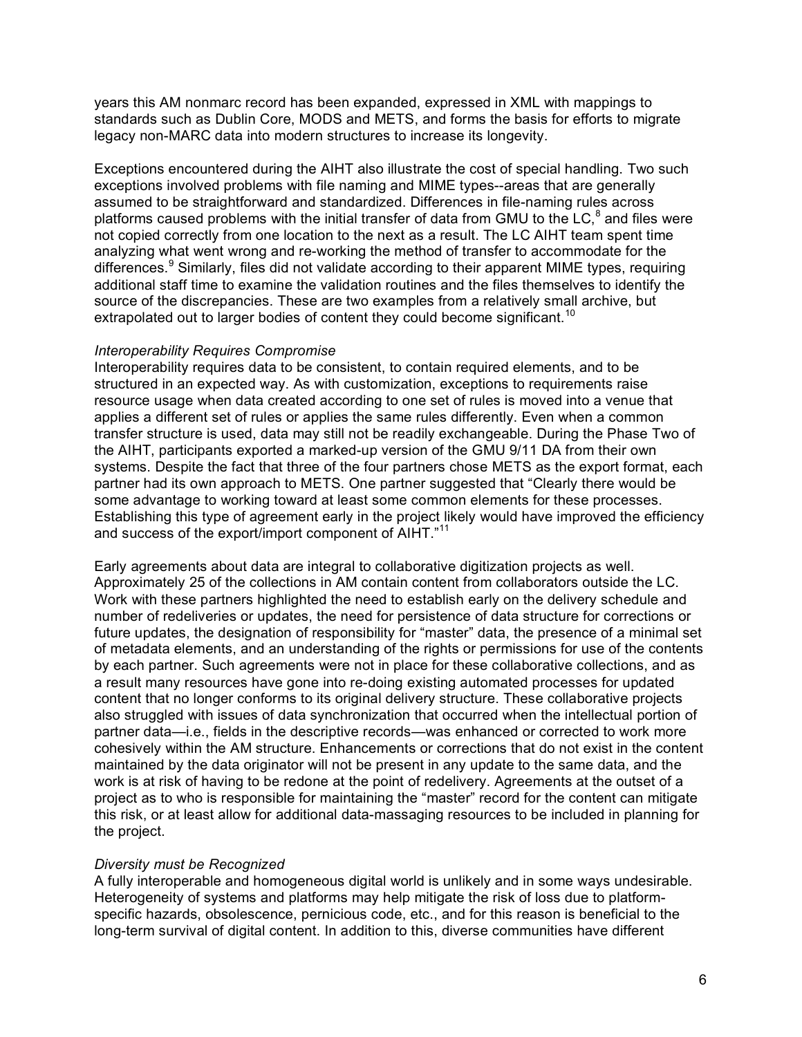years this AM nonmarc record has been expanded, expressed in XML with mappings to standards such as Dublin Core, MODS and METS, and forms the basis for efforts to migrate legacy non-MARC data into modern structures to increase its longevity.

Exceptions encountered during the AIHT also illustrate the cost of special handling. Two such exceptions involved problems with file naming and MIME types--areas that are generally assumed to be straightforward and standardized. Differences in file-naming rules across platforms caused problems with the initial transfer of data from GMU to the LC,[8] and files were not copied correctly from one location to the next as a result. The LC AIHT team spent time analyzing what went wrong and re-working the method of transfer to accommodate for the differences.[9] Similarly, files did not validate according to their apparent MIME types, requiring additional staff time to examine the validation routines and the files themselves to identify the source of the discrepancies. These are two examples from a relatively small archive, but extrapolated out to larger bodies of content they could become significant.[10]

*Interoperability Requires Compromise*

Interoperability requires data to be consistent, to contain required elements, and to be structured in an expected way. As with customization, exceptions to requirements raise resource usage when data created according to one set of rules is moved into a venue that applies a different set of rules or applies the same rules differently. Even when a common transfer structure is used, data may still not be readily exchangeable. During the Phase Two of the AIHT, participants exported a marked-up version of the GMU 9/11 DA from their own systems. Despite the fact that three of the four partners chose METS as the export format, each partner had its own approach to METS. One partner suggested that "Clearly there would be some advantage to working toward at least some common elements for these processes. Establishing this type of agreement early in the project likely would have improved the efficiency and success of the export/import component of AIHT."[11]

Early agreements about data are integral to collaborative digitization projects as well. Approximately 25 of the collections in AM contain content from collaborators outside the LC. Work with these partners highlighted the need to establish early on the delivery schedule and number of redeliveries or updates, the need for persistence of data structure for corrections or future updates, the designation of responsibility for "master" data, the presence of a minimal set of metadata elements, and an understanding of the rights or permissions for use of the contents by each partner. Such agreements were not in place for these collaborative collections, and as a result many resources have gone into re-doing existing automated processes for updated content that no longer conforms to its original delivery structure. These collaborative projects also struggled with issues of data synchronization that occurred when the intellectual portion of partner data—i.e., fields in the descriptive records—was enhanced or corrected to work more cohesively within the AM structure. Enhancements or corrections that do not exist in the content maintained by the data originator will not be present in any update to the same data, and the work is at risk of having to be redone at the point of redelivery. Agreements at the outset of a project as to who is responsible for maintaining the "master" record for the content can mitigate this risk, or at least allow for additional data-massaging resources to be included in planning for the project.

*Diversity must be Recognized*

A fully interoperable and homogeneous digital world is unlikely and in some ways undesirable. Heterogeneity of systems and platforms may help mitigate the risk of loss due to platform-specific hazards, obsolescence, pernicious code, etc., and for this reason is beneficial to the long-term survival of digital content. In addition to this, diverse communities have different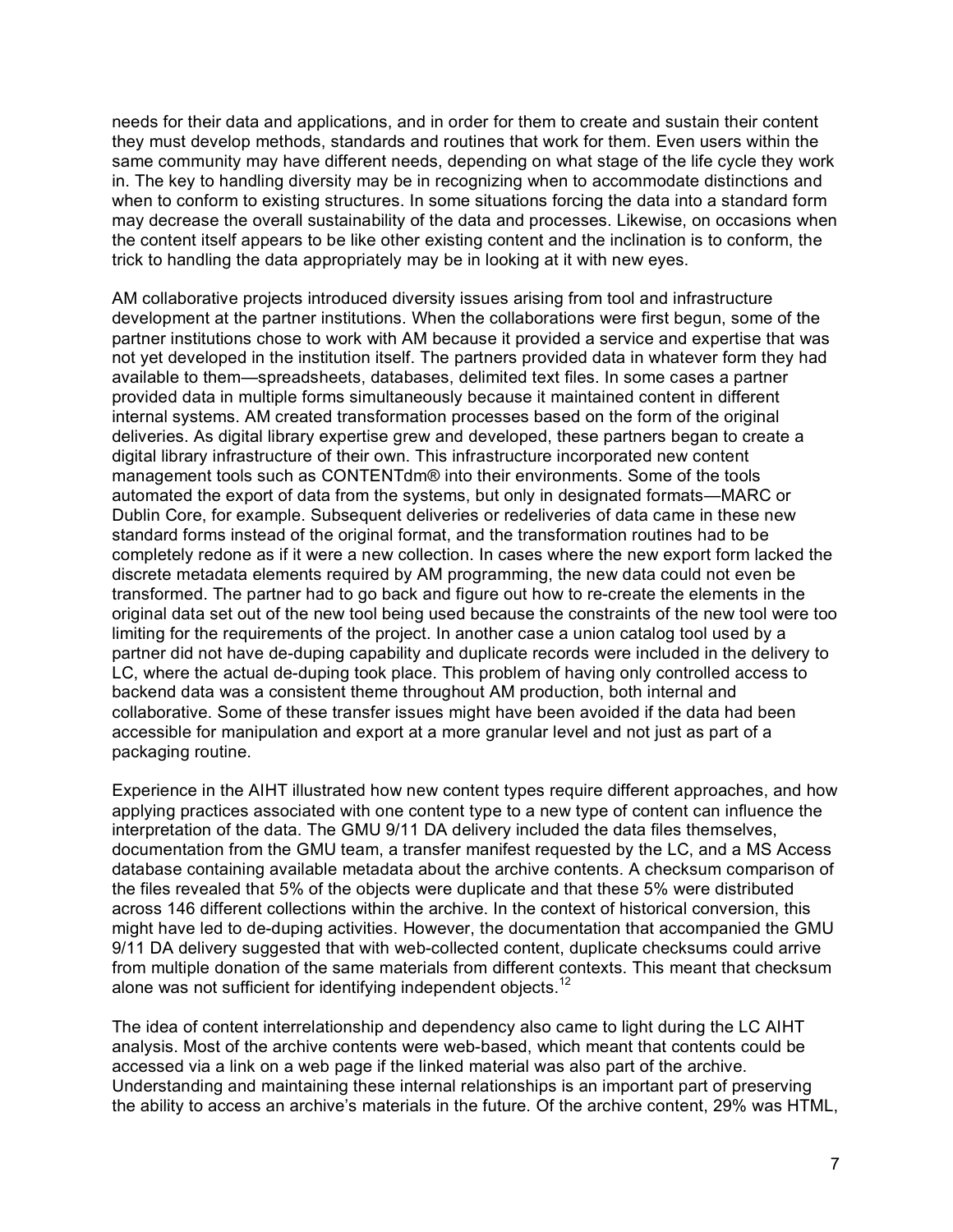needs for their data and applications, and in order for them to create and sustain their content they must develop methods, standards and routines that work for them. Even users within the same community may have different needs, depending on what stage of the life cycle they work in. The key to handling diversity may be in recognizing when to accommodate distinctions and when to conform to existing structures. In some situations forcing the data into a standard form may decrease the overall sustainability of the data and processes. Likewise, on occasions when the content itself appears to be like other existing content and the inclination is to conform, the trick to handling the data appropriately may be in looking at it with new eyes.

AM collaborative projects introduced diversity issues arising from tool and infrastructure development at the partner institutions. When the collaborations were first begun, some of the partner institutions chose to work with AM because it provided a service and expertise that was not yet developed in the institution itself. The partners provided data in whatever form they had available to them—spreadsheets, databases, delimited text files. In some cases a partner provided data in multiple forms simultaneously because it maintained content in different internal systems. AM created transformation processes based on the form of the original deliveries. As digital library expertise grew and developed, these partners began to create a digital library infrastructure of their own. This infrastructure incorporated new content management tools such as CONTENTdm® into their environments. Some of the tools automated the export of data from the systems, but only in designated formats—MARC or Dublin Core, for example. Subsequent deliveries or redeliveries of data came in these new standard forms instead of the original format, and the transformation routines had to be completely redone as if it were a new collection. In cases where the new export form lacked the discrete metadata elements required by AM programming, the new data could not even be transformed. The partner had to go back and figure out how to re-create the elements in the original data set out of the new tool being used because the constraints of the new tool were too limiting for the requirements of the project. In another case a union catalog tool used by a partner did not have de-duping capability and duplicate records were included in the delivery to LC, where the actual de-duping took place. This problem of having only controlled access to backend data was a consistent theme throughout AM production, both internal and collaborative. Some of these transfer issues might have been avoided if the data had been accessible for manipulation and export at a more granular level and not just as part of a packaging routine.

Experience in the AIHT illustrated how new content types require different approaches, and how applying practices associated with one content type to a new type of content can influence the interpretation of the data. The GMU 9/11 DA delivery included the data files themselves, documentation from the GMU team, a transfer manifest requested by the LC, and a MS Access database containing available metadata about the archive contents. A checksum comparison of the files revealed that 5% of the objects were duplicate and that these 5% were distributed across 146 different collections within the archive. In the context of historical conversion, this might have led to de-duping activities. However, the documentation that accompanied the GMU 9/11 DA delivery suggested that with web-collected content, duplicate checksums could arrive from multiple donation of the same materials from different contexts. This meant that checksum alone was not sufficient for identifying independent objects.[12]

The idea of content interrelationship and dependency also came to light during the LC AIHT analysis. Most of the archive contents were web-based, which meant that contents could be accessed via a link on a web page if the linked material was also part of the archive. Understanding and maintaining these internal relationships is an important part of preserving the ability to access an archive's materials in the future. Of the archive content, 29% was HTML,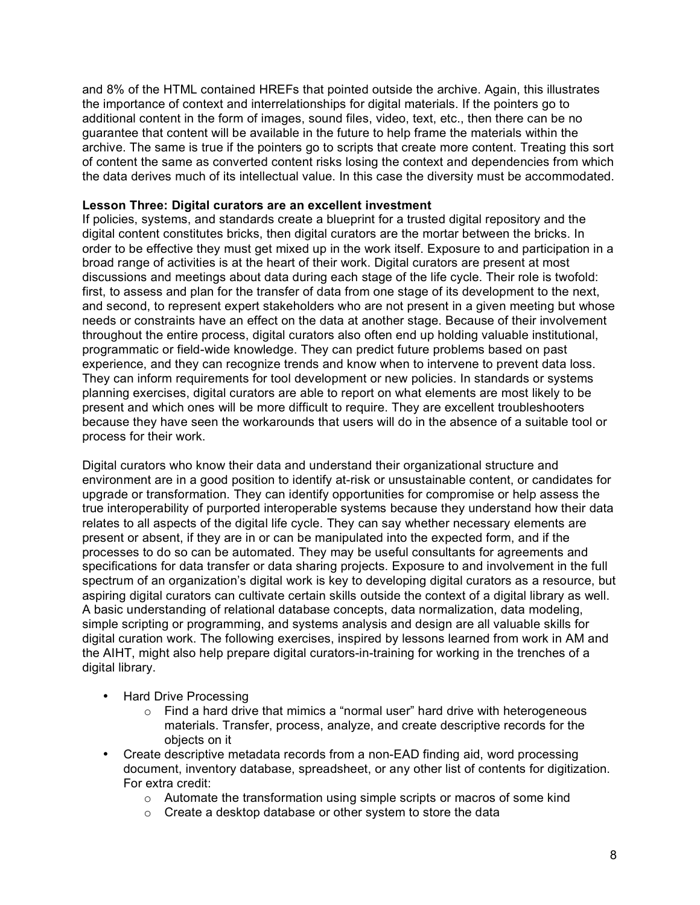and 8% of the HTML contained HREFs that pointed outside the archive. Again, this illustrates the importance of context and interrelationships for digital materials. If the pointers go to additional content in the form of images, sound files, video, text, etc., then there can be no guarantee that content will be available in the future to help frame the materials within the archive. The same is true if the pointers go to scripts that create more content. Treating this sort of content the same as converted content risks losing the context and dependencies from which the data derives much of its intellectual value. In this case the diversity must be accommodated.

**Lesson Three: Digital curators are an excellent investment**

If policies, systems, and standards create a blueprint for a trusted digital repository and the digital content constitutes bricks, then digital curators are the mortar between the bricks. In order to be effective they must get mixed up in the work itself. Exposure to and participation in a broad range of activities is at the heart of their work. Digital curators are present at most discussions and meetings about data during each stage of the life cycle. Their role is twofold: first, to assess and plan for the transfer of data from one stage of its development to the next, and second, to represent expert stakeholders who are not present in a given meeting but whose needs or constraints have an effect on the data at another stage. Because of their involvement throughout the entire process, digital curators also often end up holding valuable institutional, programmatic or field-wide knowledge. They can predict future problems based on past experience, and they can recognize trends and know when to intervene to prevent data loss. They can inform requirements for tool development or new policies. In standards or systems planning exercises, digital curators are able to report on what elements are most likely to be present and which ones will be more difficult to require. They are excellent troubleshooters because they have seen the workarounds that users will do in the absence of a suitable tool or process for their work.

Digital curators who know their data and understand their organizational structure and environment are in a good position to identify at-risk or unsustainable content, or candidates for upgrade or transformation. They can identify opportunities for compromise or help assess the true interoperability of purported interoperable systems because they understand how their data relates to all aspects of the digital life cycle. They can say whether necessary elements are present or absent, if they are in or can be manipulated into the expected form, and if the processes to do so can be automated. They may be useful consultants for agreements and specifications for data transfer or data sharing projects. Exposure to and involvement in the full spectrum of an organization's digital work is key to developing digital curators as a resource, but aspiring digital curators can cultivate certain skills outside the context of a digital library as well. A basic understanding of relational database concepts, data normalization, data modeling, simple scripting or programming, and systems analysis and design are all valuable skills for digital curation work. The following exercises, inspired by lessons learned from work in AM and the AIHT, might also help prepare digital curators-in-training for working in the trenches of a digital library.

- Hard Drive Processing
    - Find a hard drive that mimics a "normal user" hard drive with heterogeneous materials. Transfer, process, analyze, and create descriptive records for the objects on it
- Create descriptive metadata records from a non-EAD finding aid, word processing document, inventory database, spreadsheet, or any other list of contents for digitization. For extra credit:
    - Automate the transformation using simple scripts or macros of some kind
    - Create a desktop database or other system to store the data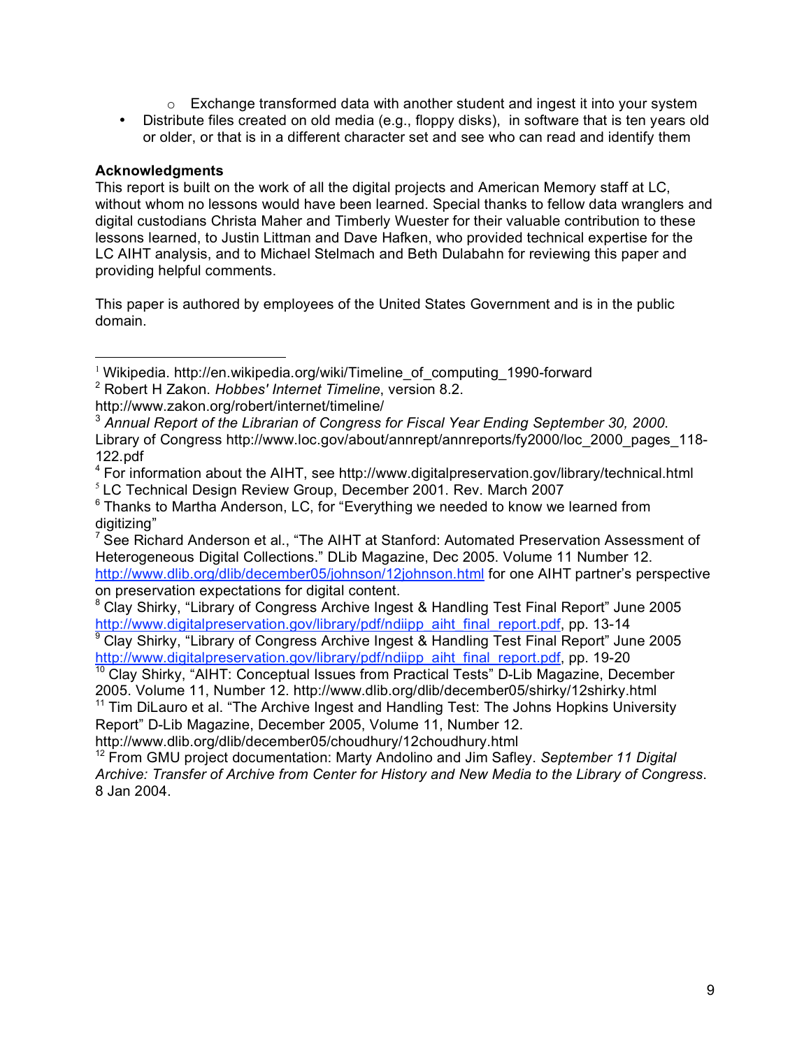- Exchange transformed data with another student and ingest it into your system
- Distribute files created on old media (e.g., floppy disks), in software that is ten years old or older, or that is in a different character set and see who can read and identify them

**Acknowledgments**

This report is built on the work of all the digital projects and American Memory staff at LC, without whom no lessons would have been learned. Special thanks to fellow data wranglers and digital custodians Christa Maher and Timberly Wuester for their valuable contribution to these lessons learned, to Justin Littman and Dave Hafken, who provided technical expertise for the LC AIHT analysis, and to Michael Stelmach and Beth Dulabahn for reviewing this paper and providing helpful comments.

This paper is authored by employees of the United States Government and is in the public domain.

---

[1] Wikipedia. http://en.wikipedia.org/wiki/Timeline_of_computing_1990-forward

[2] Robert H Zakon. *Hobbes' Internet Timeline*, version 8.2. http://www.zakon.org/robert/internet/timeline/

[3] *Annual Report of the Librarian of Congress for Fiscal Year Ending September 30, 2000*. Library of Congress http://www.loc.gov/about/annrept/annreports/fy2000/loc_2000_pages_118-122.pdf

[4] For information about the AIHT, see http://www.digitalpreservation.gov/library/technical.html

[5] LC Technical Design Review Group, December 2001. Rev. March 2007

[6] Thanks to Martha Anderson, LC, for "Everything we needed to know we learned from digitizing"

[7] See Richard Anderson et al., "The AIHT at Stanford: Automated Preservation Assessment of Heterogeneous Digital Collections." DLib Magazine, Dec 2005. Volume 11 Number 12. http://www.dlib.org/dlib/december05/johnson/12johnson.html for one AIHT partner's perspective on preservation expectations for digital content.

[8] Clay Shirky, "Library of Congress Archive Ingest & Handling Test Final Report" June 2005 http://www.digitalpreservation.gov/library/pdf/ndiipp_aiht_final_report.pdf, pp. 13-14

[9] Clay Shirky, "Library of Congress Archive Ingest & Handling Test Final Report" June 2005 http://www.digitalpreservation.gov/library/pdf/ndiipp_aiht_final_report.pdf, pp. 19-20

[10] Clay Shirky, "AIHT: Conceptual Issues from Practical Tests" D-Lib Magazine, December 2005. Volume 11, Number 12. http://www.dlib.org/dlib/december05/shirky/12shirky.html

[11] Tim DiLauro et al. "The Archive Ingest and Handling Test: The Johns Hopkins University Report" D-Lib Magazine, December 2005, Volume 11, Number 12. http://www.dlib.org/dlib/december05/choudhury/12choudhury.html

[12] From GMU project documentation: Marty Andolino and Jim Safley. *September 11 Digital Archive: Transfer of Archive from Center for History and New Media to the Library of Congress*. 8 Jan 2004.